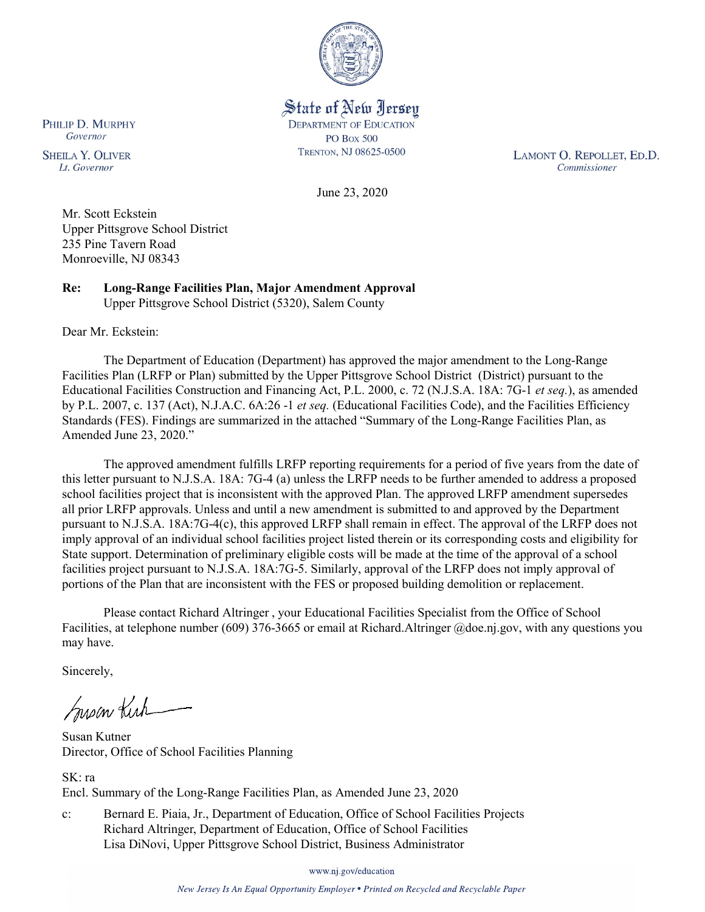State of New Jersey
DEPARTMENT OF EDUCATION
PO Box 500
TRENTON, NJ 08625-0500

PHILIP D. MURPHY
*Governor*

SHEILA Y. OLIVER
*Lt. Governor*

LAMONT O. REPOLLET, ED.D.
*Commissioner*

June 23, 2020

Mr. Scott Eckstein
Upper Pittsgrove School District
235 Pine Tavern Road
Monroeville, NJ 08343

**Re: Long-Range Facilities Plan, Major Amendment Approval**
Upper Pittsgrove School District (5320), Salem County

Dear Mr. Eckstein:

The Department of Education (Department) has approved the major amendment to the Long-Range Facilities Plan (LRFP or Plan) submitted by the Upper Pittsgrove School District (District) pursuant to the Educational Facilities Construction and Financing Act, P.L. 2000, c. 72 (N.J.S.A. 18A: 7G-1 *et seq.*), as amended by P.L. 2007, c. 137 (Act), N.J.A.C. 6A:26 -1 *et seq.* (Educational Facilities Code), and the Facilities Efficiency Standards (FES). Findings are summarized in the attached "Summary of the Long-Range Facilities Plan, as Amended June 23, 2020."

The approved amendment fulfills LRFP reporting requirements for a period of five years from the date of this letter pursuant to N.J.S.A. 18A: 7G-4 (a) unless the LRFP needs to be further amended to address a proposed school facilities project that is inconsistent with the approved Plan. The approved LRFP amendment supersedes all prior LRFP approvals. Unless and until a new amendment is submitted to and approved by the Department pursuant to N.J.S.A. 18A:7G-4(c), this approved LRFP shall remain in effect. The approval of the LRFP does not imply approval of an individual school facilities project listed therein or its corresponding costs and eligibility for State support. Determination of preliminary eligible costs will be made at the time of the approval of a school facilities project pursuant to N.J.S.A. 18A:7G-5. Similarly, approval of the LRFP does not imply approval of portions of the Plan that are inconsistent with the FES or proposed building demolition or replacement.

Please contact Richard Altringer , your Educational Facilities Specialist from the Office of School Facilities, at telephone number (609) 376-3665 or email at Richard.Altringer @doe.nj.gov, with any questions you may have.

Sincerely,

Susan Kutner
Director, Office of School Facilities Planning

SK: ra
Encl. Summary of the Long-Range Facilities Plan, as Amended June 23, 2020

c: Bernard E. Piaia, Jr., Department of Education, Office of School Facilities Projects
Richard Altringer, Department of Education, Office of School Facilities
Lisa DiNovi, Upper Pittsgrove School District, Business Administrator

www.nj.gov/education

*New Jersey Is An Equal Opportunity Employer • Printed on Recycled and Recyclable Paper*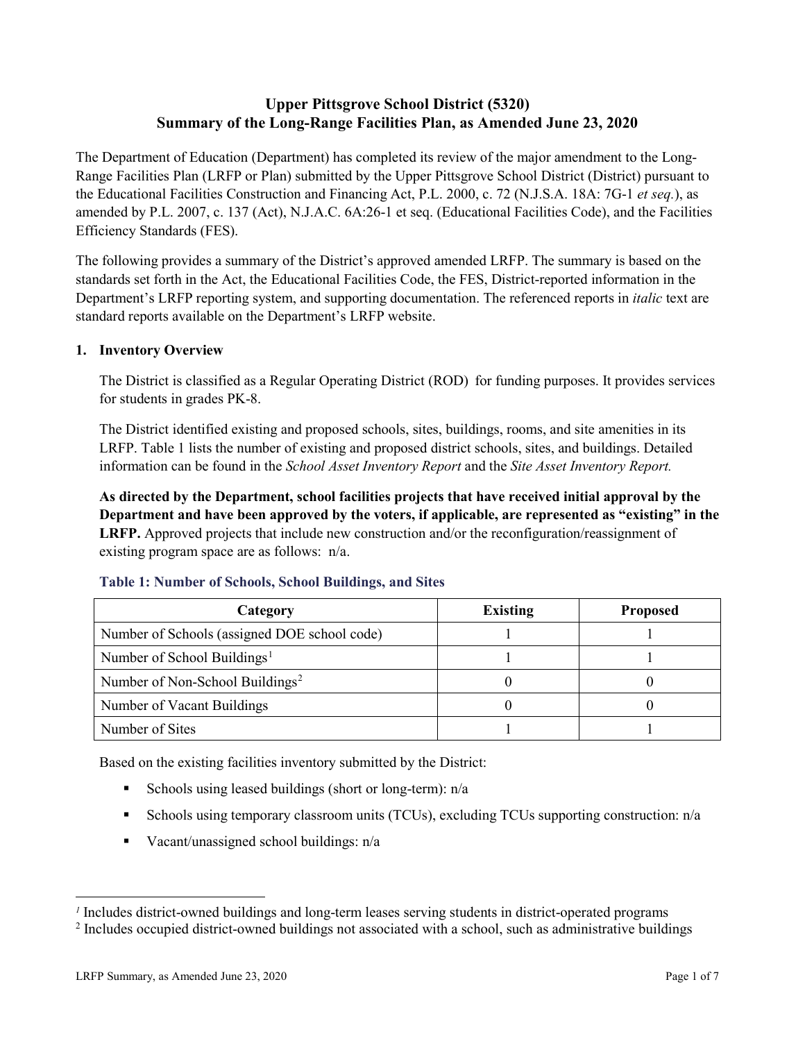# Upper Pittsgrove School District (5320)
# Summary of the Long-Range Facilities Plan, as Amended June 23, 2020

The Department of Education (Department) has completed its review of the major amendment to the Long-Range Facilities Plan (LRFP or Plan) submitted by the Upper Pittsgrove School District (District) pursuant to the Educational Facilities Construction and Financing Act, P.L. 2000, c. 72 (N.J.S.A. 18A: 7G-1 *et seq.*), as amended by P.L. 2007, c. 137 (Act), N.J.A.C. 6A:26-1 et seq. (Educational Facilities Code), and the Facilities Efficiency Standards (FES).

The following provides a summary of the District's approved amended LRFP. The summary is based on the standards set forth in the Act, the Educational Facilities Code, the FES, District-reported information in the Department's LRFP reporting system, and supporting documentation. The referenced reports in *italic* text are standard reports available on the Department's LRFP website.

## 1. Inventory Overview

The District is classified as a Regular Operating District (ROD) for funding purposes. It provides services for students in grades PK-8.

The District identified existing and proposed schools, sites, buildings, rooms, and site amenities in its LRFP. Table 1 lists the number of existing and proposed district schools, sites, and buildings. Detailed information can be found in the *School Asset Inventory Report* and the *Site Asset Inventory Report.*

**As directed by the Department, school facilities projects that have received initial approval by the Department and have been approved by the voters, if applicable, are represented as "existing" in the LRFP.** Approved projects that include new construction and/or the reconfiguration/reassignment of existing program space are as follows: n/a.

### Table 1: Number of Schools, School Buildings, and Sites

| Category | Existing | Proposed |
|---|---|---|
| Number of Schools (assigned DOE school code) | 1 | 1 |
| Number of School Buildings[1] | 1 | 1 |
| Number of Non-School Buildings[2] | 0 | 0 |
| Number of Vacant Buildings | 0 | 0 |
| Number of Sites | 1 | 1 |

Based on the existing facilities inventory submitted by the District:

- Schools using leased buildings (short or long-term): n/a
- Schools using temporary classroom units (TCUs), excluding TCUs supporting construction: n/a
- Vacant/unassigned school buildings: n/a

[1] Includes district-owned buildings and long-term leases serving students in district-operated programs
[2] Includes occupied district-owned buildings not associated with a school, such as administrative buildings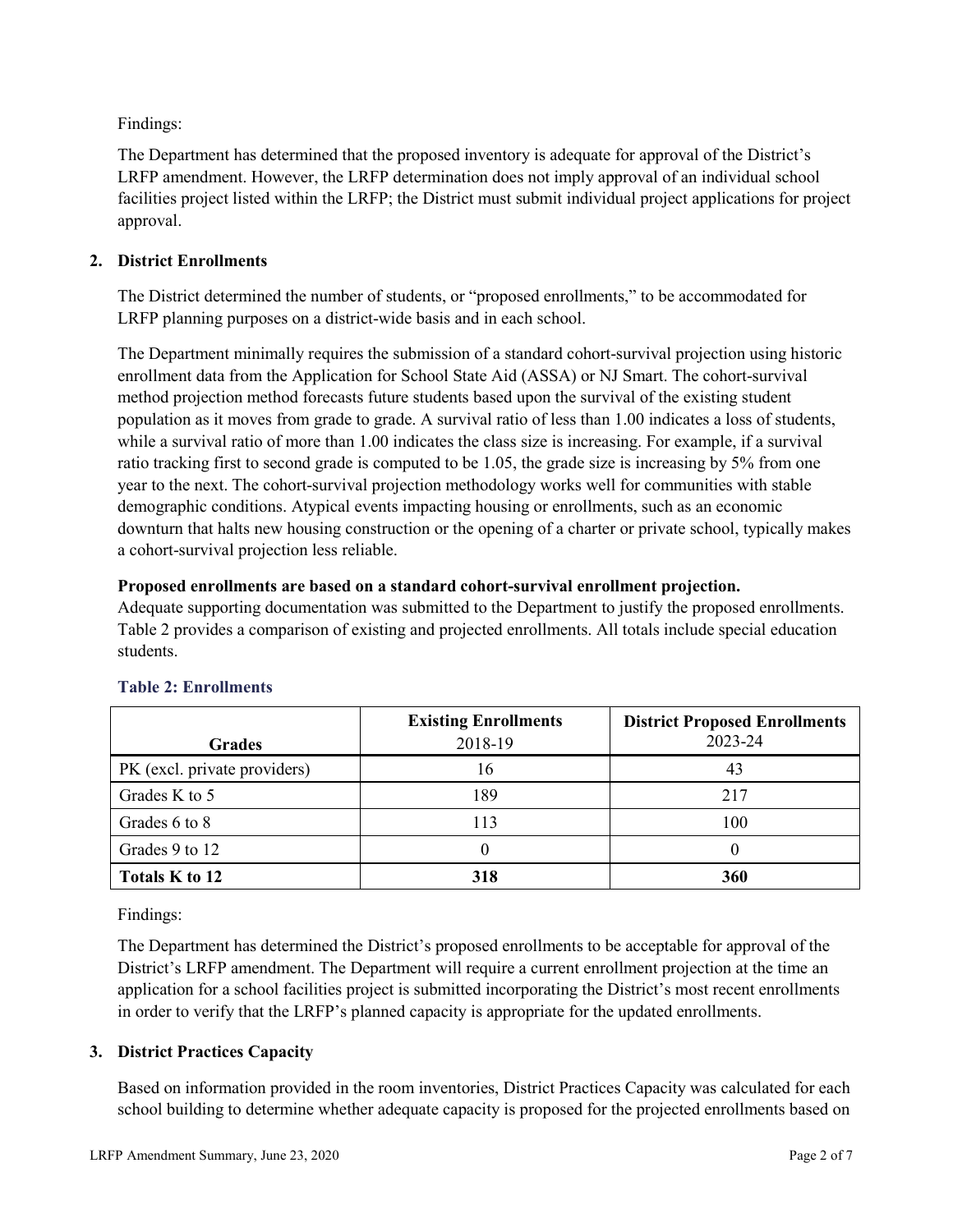Findings:

The Department has determined that the proposed inventory is adequate for approval of the District's LRFP amendment. However, the LRFP determination does not imply approval of an individual school facilities project listed within the LRFP; the District must submit individual project applications for project approval.

## 2. District Enrollments

The District determined the number of students, or "proposed enrollments," to be accommodated for LRFP planning purposes on a district-wide basis and in each school.

The Department minimally requires the submission of a standard cohort-survival projection using historic enrollment data from the Application for School State Aid (ASSA) or NJ Smart. The cohort-survival method projection method forecasts future students based upon the survival of the existing student population as it moves from grade to grade. A survival ratio of less than 1.00 indicates a loss of students, while a survival ratio of more than 1.00 indicates the class size is increasing. For example, if a survival ratio tracking first to second grade is computed to be 1.05, the grade size is increasing by 5% from one year to the next. The cohort-survival projection methodology works well for communities with stable demographic conditions. Atypical events impacting housing or enrollments, such as an economic downturn that halts new housing construction or the opening of a charter or private school, typically makes a cohort-survival projection less reliable.

**Proposed enrollments are based on a standard cohort-survival enrollment projection.**
Adequate supporting documentation was submitted to the Department to justify the proposed enrollments. Table 2 provides a comparison of existing and projected enrollments. All totals include special education students.

### Table 2: Enrollments

| Grades | Existing Enrollments 2018-19 | District Proposed Enrollments 2023-24 |
|---|---|---|
| PK (excl. private providers) | 16 | 43 |
| Grades K to 5 | 189 | 217 |
| Grades 6 to 8 | 113 | 100 |
| Grades 9 to 12 | 0 | 0 |
| **Totals K to 12** | **318** | **360** |

Findings:

The Department has determined the District's proposed enrollments to be acceptable for approval of the District's LRFP amendment. The Department will require a current enrollment projection at the time an application for a school facilities project is submitted incorporating the District's most recent enrollments in order to verify that the LRFP's planned capacity is appropriate for the updated enrollments.

## 3. District Practices Capacity

Based on information provided in the room inventories, District Practices Capacity was calculated for each school building to determine whether adequate capacity is proposed for the projected enrollments based on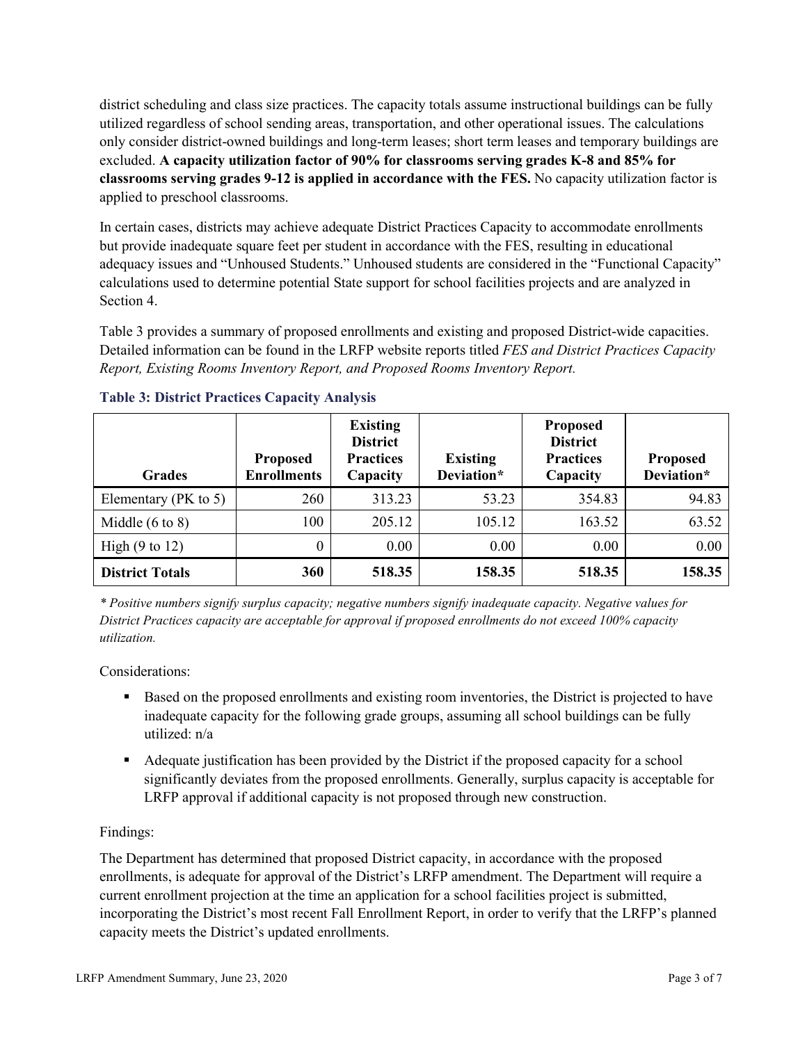district scheduling and class size practices. The capacity totals assume instructional buildings can be fully utilized regardless of school sending areas, transportation, and other operational issues. The calculations only consider district-owned buildings and long-term leases; short term leases and temporary buildings are excluded. **A capacity utilization factor of 90% for classrooms serving grades K-8 and 85% for classrooms serving grades 9-12 is applied in accordance with the FES.** No capacity utilization factor is applied to preschool classrooms.

In certain cases, districts may achieve adequate District Practices Capacity to accommodate enrollments but provide inadequate square feet per student in accordance with the FES, resulting in educational adequacy issues and "Unhoused Students." Unhoused students are considered in the "Functional Capacity" calculations used to determine potential State support for school facilities projects and are analyzed in Section 4.

Table 3 provides a summary of proposed enrollments and existing and proposed District-wide capacities. Detailed information can be found in the LRFP website reports titled *FES and District Practices Capacity Report, Existing Rooms Inventory Report, and Proposed Rooms Inventory Report.*

### Table 3: District Practices Capacity Analysis

| Grades | Proposed Enrollments | Existing District Practices Capacity | Existing Deviation* | Proposed District Practices Capacity | Proposed Deviation* |
|---|---|---|---|---|---|
| Elementary (PK to 5) | 260 | 313.23 | 53.23 | 354.83 | 94.83 |
| Middle (6 to 8) | 100 | 205.12 | 105.12 | 163.52 | 63.52 |
| High (9 to 12) | 0 | 0.00 | 0.00 | 0.00 | 0.00 |
| **District Totals** | **360** | **518.35** | **158.35** | **518.35** | **158.35** |

*\* Positive numbers signify surplus capacity; negative numbers signify inadequate capacity. Negative values for District Practices capacity are acceptable for approval if proposed enrollments do not exceed 100% capacity utilization.*

Considerations:

- Based on the proposed enrollments and existing room inventories, the District is projected to have inadequate capacity for the following grade groups, assuming all school buildings can be fully utilized: n/a
- Adequate justification has been provided by the District if the proposed capacity for a school significantly deviates from the proposed enrollments. Generally, surplus capacity is acceptable for LRFP approval if additional capacity is not proposed through new construction.

Findings:

The Department has determined that proposed District capacity, in accordance with the proposed enrollments, is adequate for approval of the District's LRFP amendment. The Department will require a current enrollment projection at the time an application for a school facilities project is submitted, incorporating the District's most recent Fall Enrollment Report, in order to verify that the LRFP's planned capacity meets the District's updated enrollments.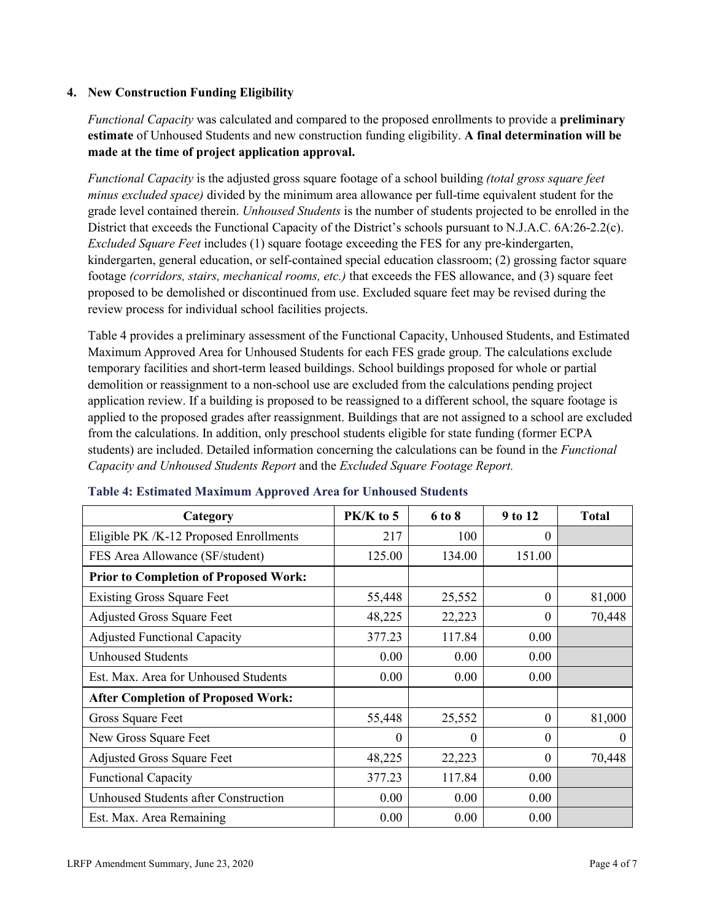## 4. New Construction Funding Eligibility

*Functional Capacity* was calculated and compared to the proposed enrollments to provide a **preliminary estimate** of Unhoused Students and new construction funding eligibility. **A final determination will be made at the time of project application approval.**

*Functional Capacity* is the adjusted gross square footage of a school building *(total gross square feet minus excluded space)* divided by the minimum area allowance per full-time equivalent student for the grade level contained therein. *Unhoused Students* is the number of students projected to be enrolled in the District that exceeds the Functional Capacity of the District's schools pursuant to N.J.A.C. 6A:26-2.2(c). *Excluded Square Feet* includes (1) square footage exceeding the FES for any pre-kindergarten, kindergarten, general education, or self-contained special education classroom; (2) grossing factor square footage *(corridors, stairs, mechanical rooms, etc.)* that exceeds the FES allowance, and (3) square feet proposed to be demolished or discontinued from use. Excluded square feet may be revised during the review process for individual school facilities projects.

Table 4 provides a preliminary assessment of the Functional Capacity, Unhoused Students, and Estimated Maximum Approved Area for Unhoused Students for each FES grade group. The calculations exclude temporary facilities and short-term leased buildings. School buildings proposed for whole or partial demolition or reassignment to a non-school use are excluded from the calculations pending project application review. If a building is proposed to be reassigned to a different school, the square footage is applied to the proposed grades after reassignment. Buildings that are not assigned to a school are excluded from the calculations. In addition, only preschool students eligible for state funding (former ECPA students) are included. Detailed information concerning the calculations can be found in the *Functional Capacity and Unhoused Students Report* and the *Excluded Square Footage Report.*

**Table 4: Estimated Maximum Approved Area for Unhoused Students**

| Category | PK/K to 5 | 6 to 8 | 9 to 12 | Total |
|---|---|---|---|---|
| Eligible PK /K-12 Proposed Enrollments | 217 | 100 | 0 | |
| FES Area Allowance (SF/student) | 125.00 | 134.00 | 151.00 | |
| **Prior to Completion of Proposed Work:** | | | | |
| Existing Gross Square Feet | 55,448 | 25,552 | 0 | 81,000 |
| Adjusted Gross Square Feet | 48,225 | 22,223 | 0 | 70,448 |
| Adjusted Functional Capacity | 377.23 | 117.84 | 0.00 | |
| Unhoused Students | 0.00 | 0.00 | 0.00 | |
| Est. Max. Area for Unhoused Students | 0.00 | 0.00 | 0.00 | |
| **After Completion of Proposed Work:** | | | | |
| Gross Square Feet | 55,448 | 25,552 | 0 | 81,000 |
| New Gross Square Feet | 0 | 0 | 0 | 0 |
| Adjusted Gross Square Feet | 48,225 | 22,223 | 0 | 70,448 |
| Functional Capacity | 377.23 | 117.84 | 0.00 | |
| Unhoused Students after Construction | 0.00 | 0.00 | 0.00 | |
| Est. Max. Area Remaining | 0.00 | 0.00 | 0.00 | |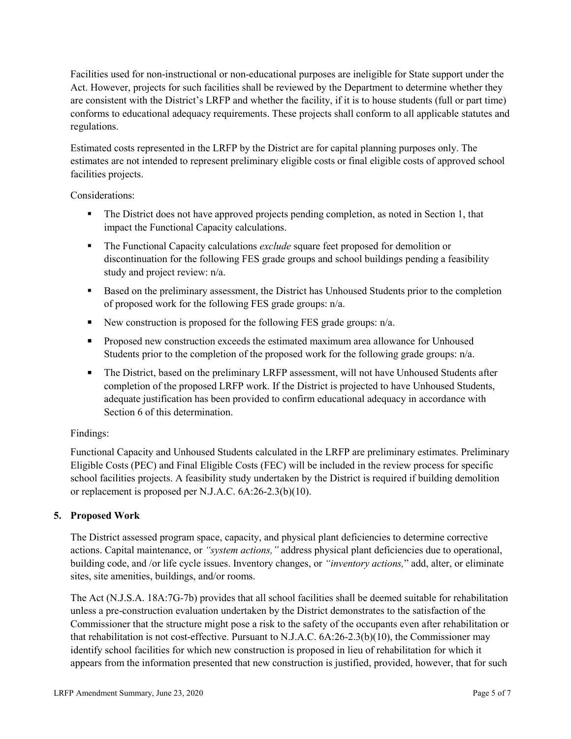Facilities used for non-instructional or non-educational purposes are ineligible for State support under the Act. However, projects for such facilities shall be reviewed by the Department to determine whether they are consistent with the District's LRFP and whether the facility, if it is to house students (full or part time) conforms to educational adequacy requirements. These projects shall conform to all applicable statutes and regulations.

Estimated costs represented in the LRFP by the District are for capital planning purposes only. The estimates are not intended to represent preliminary eligible costs or final eligible costs of approved school facilities projects.

Considerations:

- The District does not have approved projects pending completion, as noted in Section 1, that impact the Functional Capacity calculations.
- The Functional Capacity calculations *exclude* square feet proposed for demolition or discontinuation for the following FES grade groups and school buildings pending a feasibility study and project review: n/a.
- Based on the preliminary assessment, the District has Unhoused Students prior to the completion of proposed work for the following FES grade groups: n/a.
- New construction is proposed for the following FES grade groups: n/a.
- Proposed new construction exceeds the estimated maximum area allowance for Unhoused Students prior to the completion of the proposed work for the following grade groups: n/a.
- The District, based on the preliminary LRFP assessment, will not have Unhoused Students after completion of the proposed LRFP work. If the District is projected to have Unhoused Students, adequate justification has been provided to confirm educational adequacy in accordance with Section 6 of this determination.

Findings:

Functional Capacity and Unhoused Students calculated in the LRFP are preliminary estimates. Preliminary Eligible Costs (PEC) and Final Eligible Costs (FEC) will be included in the review process for specific school facilities projects. A feasibility study undertaken by the District is required if building demolition or replacement is proposed per N.J.A.C. 6A:26-2.3(b)(10).

## 5. Proposed Work

The District assessed program space, capacity, and physical plant deficiencies to determine corrective actions. Capital maintenance, or *"system actions,"* address physical plant deficiencies due to operational, building code, and /or life cycle issues. Inventory changes, or *"inventory actions,"* add, alter, or eliminate sites, site amenities, buildings, and/or rooms.

The Act (N.J.S.A. 18A:7G-7b) provides that all school facilities shall be deemed suitable for rehabilitation unless a pre-construction evaluation undertaken by the District demonstrates to the satisfaction of the Commissioner that the structure might pose a risk to the safety of the occupants even after rehabilitation or that rehabilitation is not cost-effective. Pursuant to N.J.A.C. 6A:26-2.3(b)(10), the Commissioner may identify school facilities for which new construction is proposed in lieu of rehabilitation for which it appears from the information presented that new construction is justified, provided, however, that for such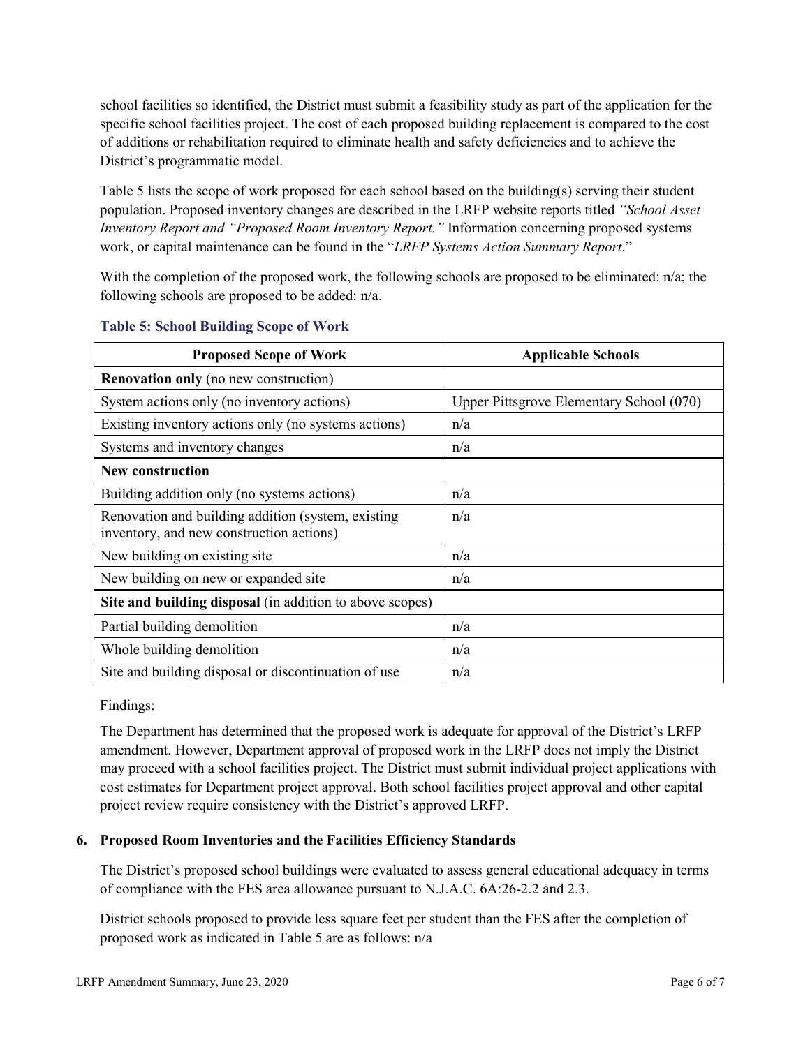school facilities so identified, the District must submit a feasibility study as part of the application for the specific school facilities project. The cost of each proposed building replacement is compared to the cost of additions or rehabilitation required to eliminate health and safety deficiencies and to achieve the District's programmatic model.

Table 5 lists the scope of work proposed for each school based on the building(s) serving their student population. Proposed inventory changes are described in the LRFP website reports titled *"School Asset Inventory Report and "Proposed Room Inventory Report."* Information concerning proposed systems work, or capital maintenance can be found in the "*LRFP Systems Action Summary Report*."

With the completion of the proposed work, the following schools are proposed to be eliminated: n/a; the following schools are proposed to be added: n/a.

**Table 5: School Building Scope of Work**

| Proposed Scope of Work | Applicable Schools |
|---|---|
| **Renovation only** (no new construction) | |
| System actions only (no inventory actions) | Upper Pittsgrove Elementary School (070) |
| Existing inventory actions only (no systems actions) | n/a |
| Systems and inventory changes | n/a |
| **New construction** | |
| Building addition only (no systems actions) | n/a |
| Renovation and building addition (system, existing inventory, and new construction actions) | n/a |
| New building on existing site | n/a |
| New building on new or expanded site | n/a |
| **Site and building disposal** (in addition to above scopes) | |
| Partial building demolition | n/a |
| Whole building demolition | n/a |
| Site and building disposal or discontinuation of use | n/a |

Findings:

The Department has determined that the proposed work is adequate for approval of the District's LRFP amendment. However, Department approval of proposed work in the LRFP does not imply the District may proceed with a school facilities project. The District must submit individual project applications with cost estimates for Department project approval. Both school facilities project approval and other capital project review require consistency with the District's approved LRFP.

### 6. Proposed Room Inventories and the Facilities Efficiency Standards

The District's proposed school buildings were evaluated to assess general educational adequacy in terms of compliance with the FES area allowance pursuant to N.J.A.C. 6A:26-2.2 and 2.3.

District schools proposed to provide less square feet per student than the FES after the completion of proposed work as indicated in Table 5 are as follows: n/a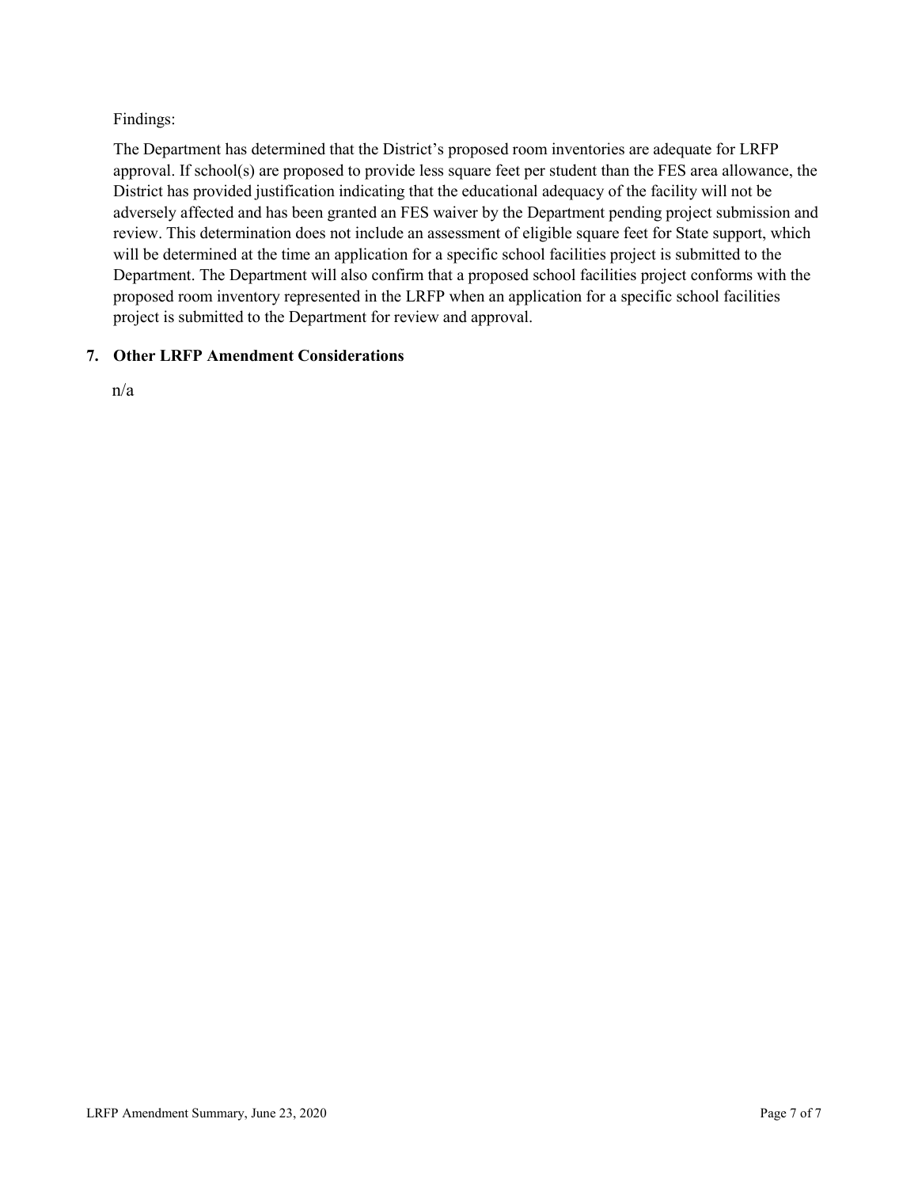Findings:

The Department has determined that the District's proposed room inventories are adequate for LRFP approval. If school(s) are proposed to provide less square feet per student than the FES area allowance, the District has provided justification indicating that the educational adequacy of the facility will not be adversely affected and has been granted an FES waiver by the Department pending project submission and review. This determination does not include an assessment of eligible square feet for State support, which will be determined at the time an application for a specific school facilities project is submitted to the Department. The Department will also confirm that a proposed school facilities project conforms with the proposed room inventory represented in the LRFP when an application for a specific school facilities project is submitted to the Department for review and approval.

## 7. Other LRFP Amendment Considerations

n/a